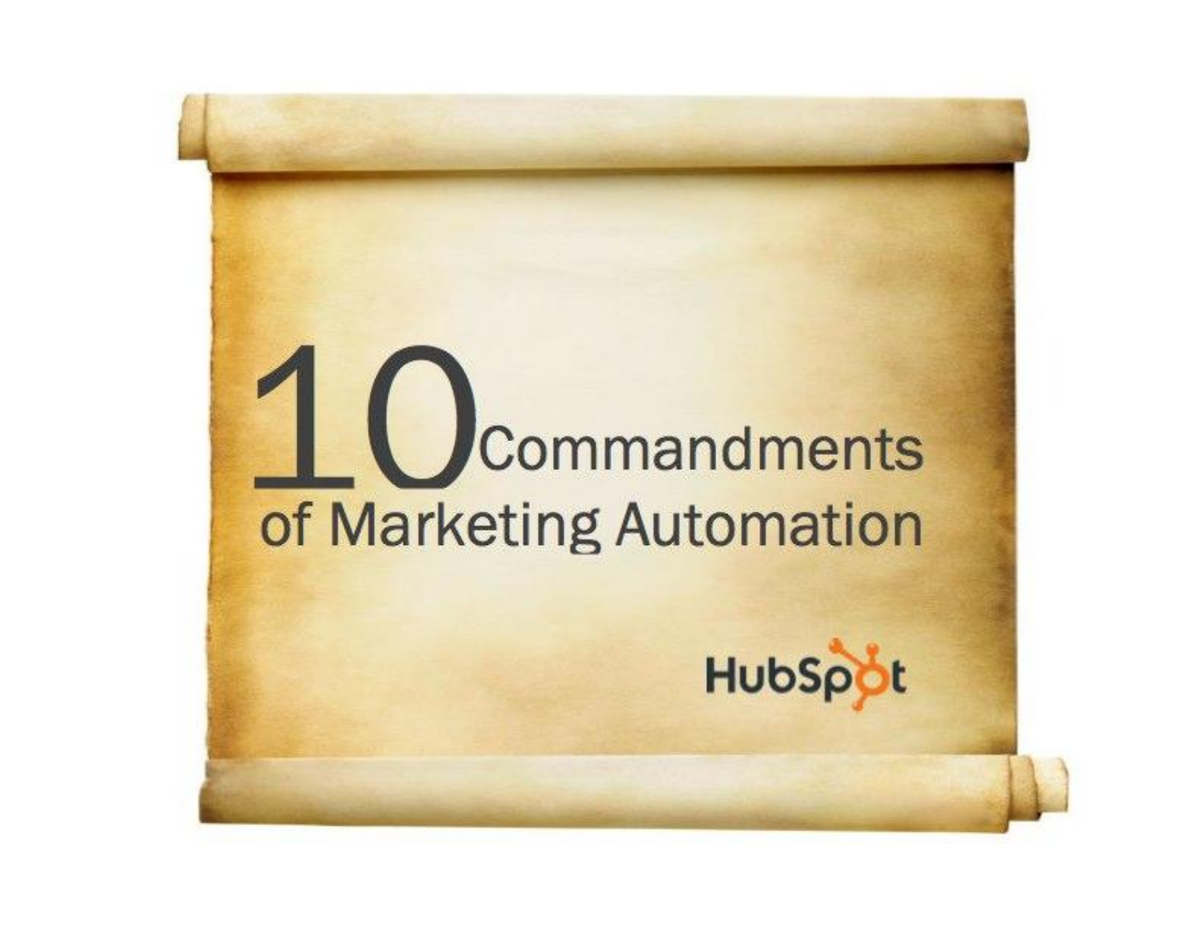# 10 Commandments of Marketing Automation

HubSpot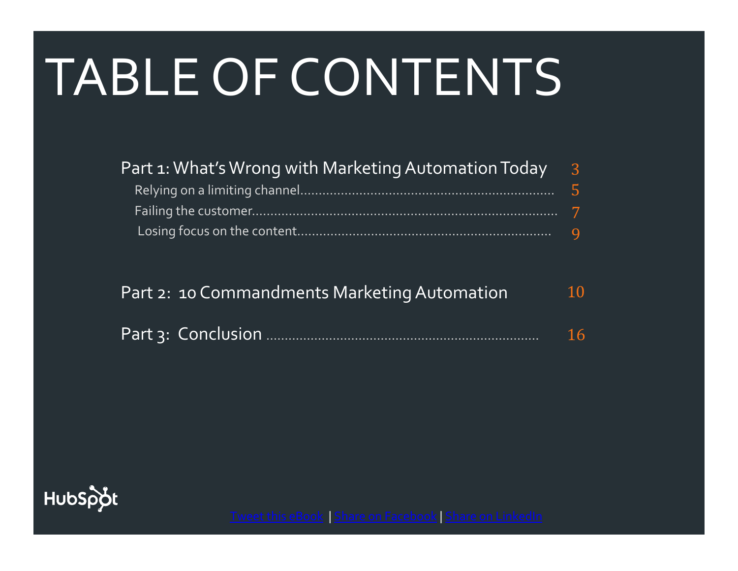# TABLE OF CONTENTS

Part 1: What's Wrong with Marketing Automation Today ..... 3

- Relying on a limiting channel ..... 5
- Failing the customer ..... 7
- Losing focus on the content ..... 9

Part 2: 10 Commandments Marketing Automation ..... 10

Part 3: Conclusion ..... 16

HubSpot

[Tweet this eBook](#) | [Share on Facebook](#) | [Share on LinkedIn](#)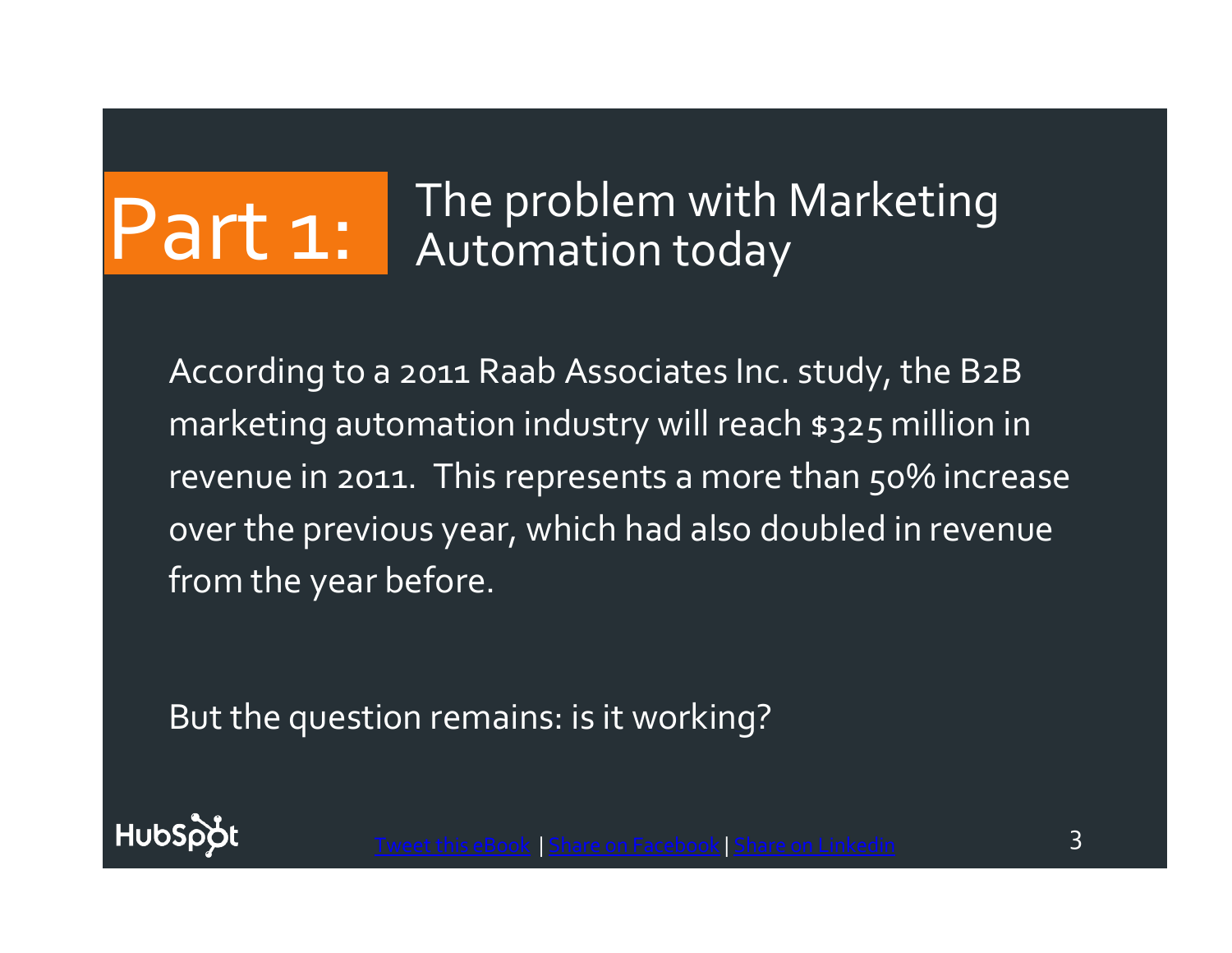# Part 1: The problem with Marketing Automation today

According to a 2011 Raab Associates Inc. study, the B2B marketing automation industry will reach $325 million in revenue in 2011. This represents a more than 50% increase over the previous year, which had also doubled in revenue from the year before.

But the question remains: is it working?

Tweet this eBook | Share on Facebook | Share on Linkedin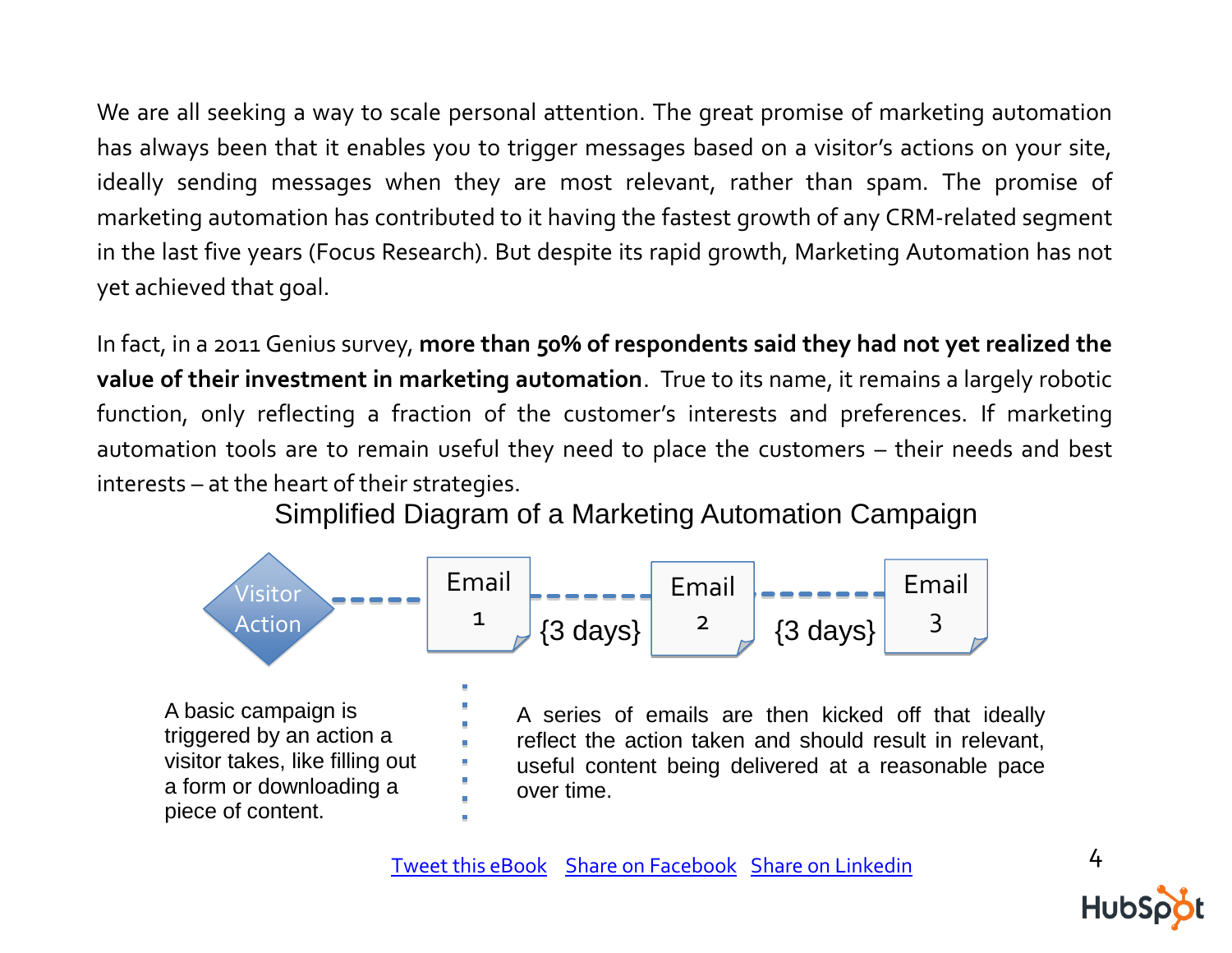We are all seeking a way to scale personal attention. The great promise of marketing automation has always been that it enables you to trigger messages based on a visitor's actions on your site, ideally sending messages when they are most relevant, rather than spam. The promise of marketing automation has contributed to it having the fastest growth of any CRM-related segment in the last five years (Focus Research). But despite its rapid growth, Marketing Automation has not yet achieved that goal.

In fact, in a 2011 Genius survey, **more than 50% of respondents said they had not yet realized the value of their investment in marketing automation**. True to its name, it remains a largely robotic function, only reflecting a fraction of the customer's interests and preferences. If marketing automation tools are to remain useful they need to place the customers – their needs and best interests – at the heart of their strategies.

Simplified Diagram of a Marketing Automation Campaign

Visitor Action — Email 1 — {3 days} — Email 2 — {3 days} — Email 3

A basic campaign is triggered by an action a visitor takes, like filling out a form or downloading a piece of content.

A series of emails are then kicked off that ideally reflect the action taken and should result in relevant, useful content being delivered at a reasonable pace over time.

Tweet this eBook Share on Facebook Share on Linkedin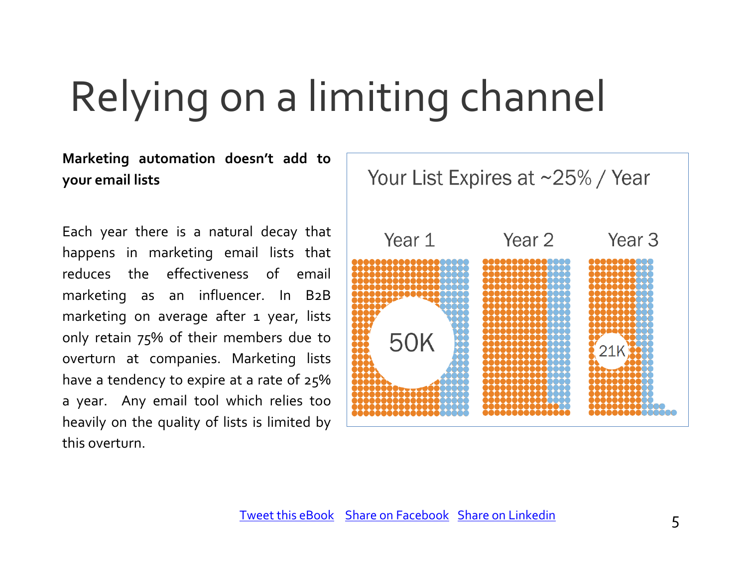# Relying on a limiting channel

**Marketing automation doesn't add to your email lists**

Each year there is a natural decay that happens in marketing email lists that reduces the effectiveness of email marketing as an influencer. In B2B marketing on average after 1 year, lists only retain 75% of their members due to overturn at companies. Marketing lists have a tendency to expire at a rate of 25% a year. Any email tool which relies too heavily on the quality of lists is limited by this overturn.

Your List Expires at ~25% / Year

Year 1 — 50K

Year 2

Year 3 — 21K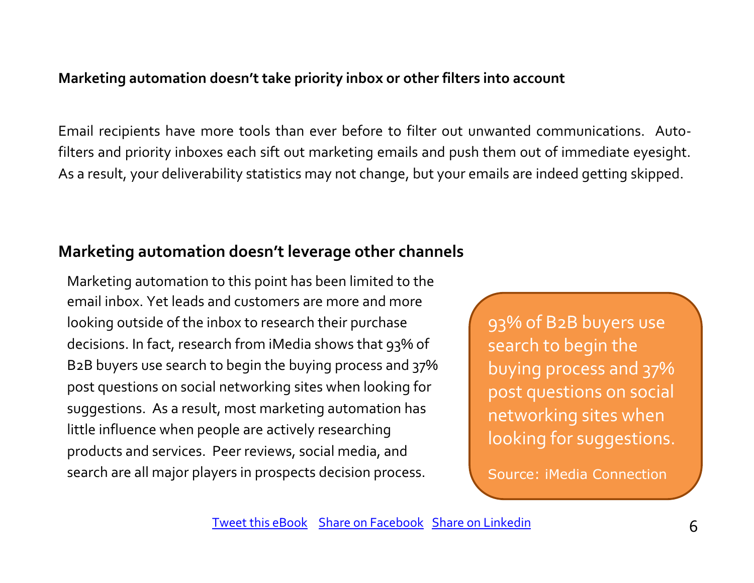**Marketing automation doesn't take priority inbox or other filters into account**

Email recipients have more tools than ever before to filter out unwanted communications. Auto-filters and priority inboxes each sift out marketing emails and push them out of immediate eyesight. As a result, your deliverability statistics may not change, but your emails are indeed getting skipped.

## Marketing automation doesn't leverage other channels

Marketing automation to this point has been limited to the email inbox. Yet leads and customers are more and more looking outside of the inbox to research their purchase decisions. In fact, research from iMedia shows that 93% of B2B buyers use search to begin the buying process and 37% post questions on social networking sites when looking for suggestions. As a result, most marketing automation has little influence when people are actively researching products and services. Peer reviews, social media, and search are all major players in prospects decision process.

> 93% of B2B buyers use search to begin the buying process and 37% post questions on social networking sites when looking for suggestions.
>
> Source: iMedia Connection

[Tweet this eBook](#) [Share on Facebook](#) [Share on Linkedin](#)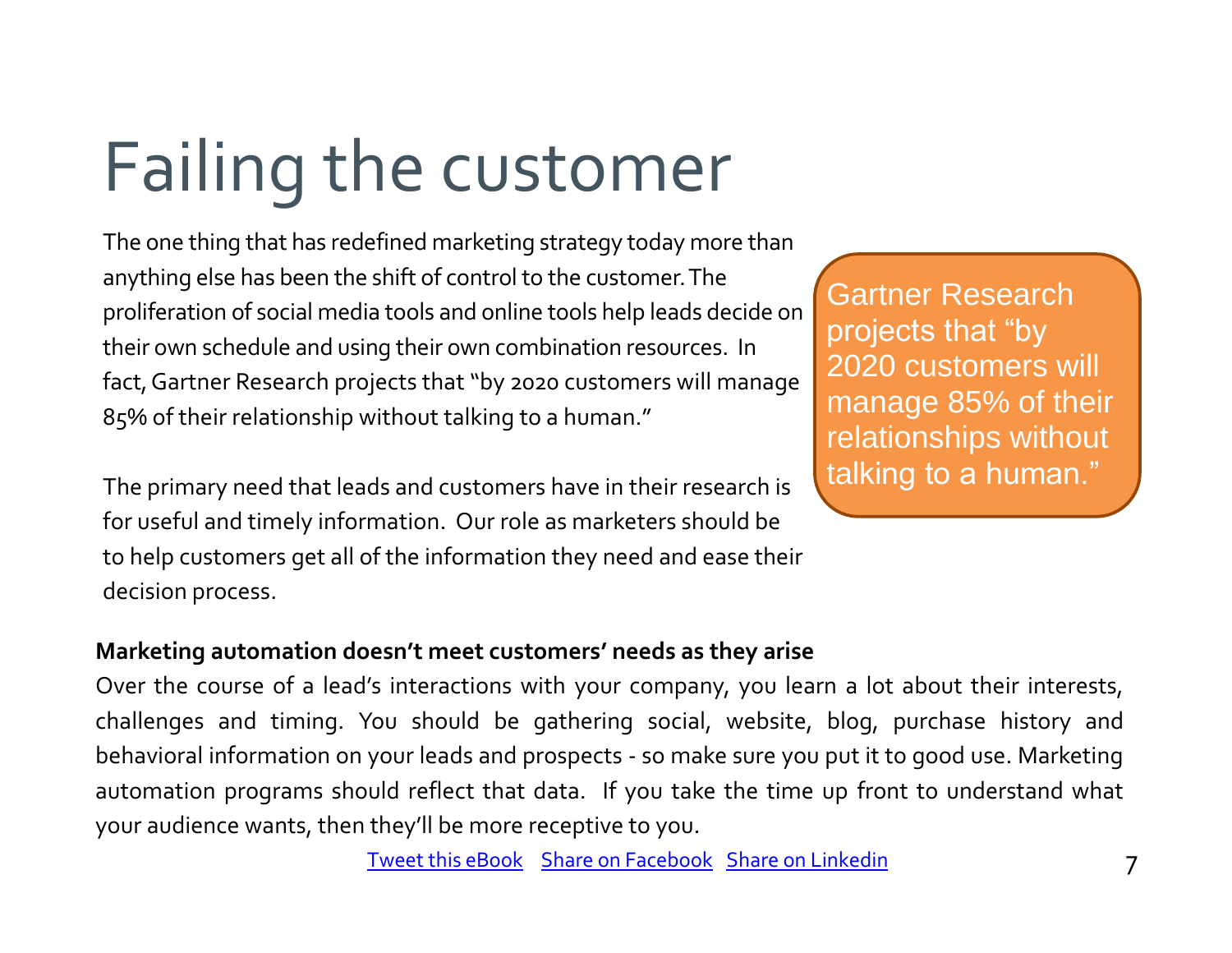# Failing the customer

The one thing that has redefined marketing strategy today more than anything else has been the shift of control to the customer. The proliferation of social media tools and online tools help leads decide on their own schedule and using their own combination resources. In fact, Gartner Research projects that "by 2020 customers will manage 85% of their relationship without talking to a human."

> Gartner Research projects that "by 2020 customers will manage 85% of their relationships without talking to a human."

The primary need that leads and customers have in their research is for useful and timely information. Our role as marketers should be to help customers get all of the information they need and ease their decision process.

**Marketing automation doesn't meet customers' needs as they arise**

Over the course of a lead's interactions with your company, you learn a lot about their interests, challenges and timing. You should be gathering social, website, blog, purchase history and behavioral information on your leads and prospects - so make sure you put it to good use. Marketing automation programs should reflect that data. If you take the time up front to understand what your audience wants, then they'll be more receptive to you.

Tweet this eBook   Share on Facebook   Share on Linkedin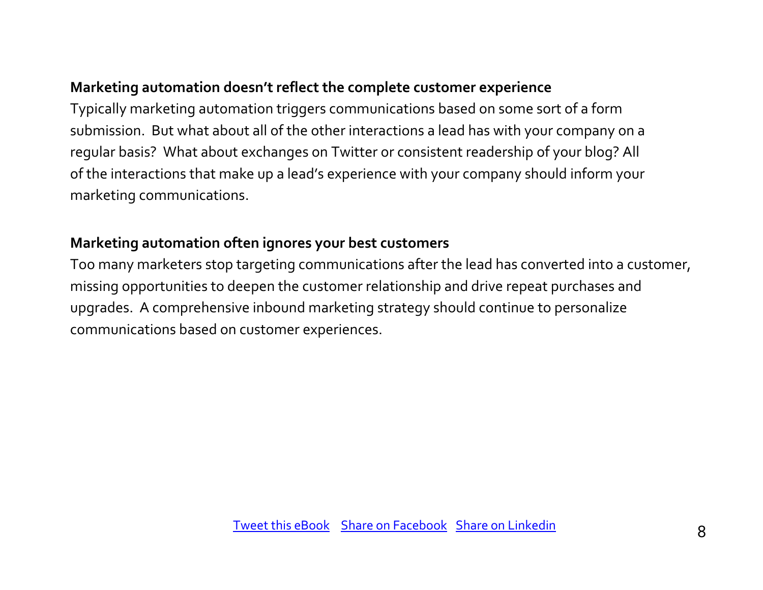**Marketing automation doesn't reflect the complete customer experience**

Typically marketing automation triggers communications based on some sort of a form submission. But what about all of the other interactions a lead has with your company on a regular basis? What about exchanges on Twitter or consistent readership of your blog? All of the interactions that make up a lead's experience with your company should inform your marketing communications.

**Marketing automation often ignores your best customers**

Too many marketers stop targeting communications after the lead has converted into a customer, missing opportunities to deepen the customer relationship and drive repeat purchases and upgrades. A comprehensive inbound marketing strategy should continue to personalize communications based on customer experiences.

Tweet this eBook   Share on Facebook   Share on Linkedin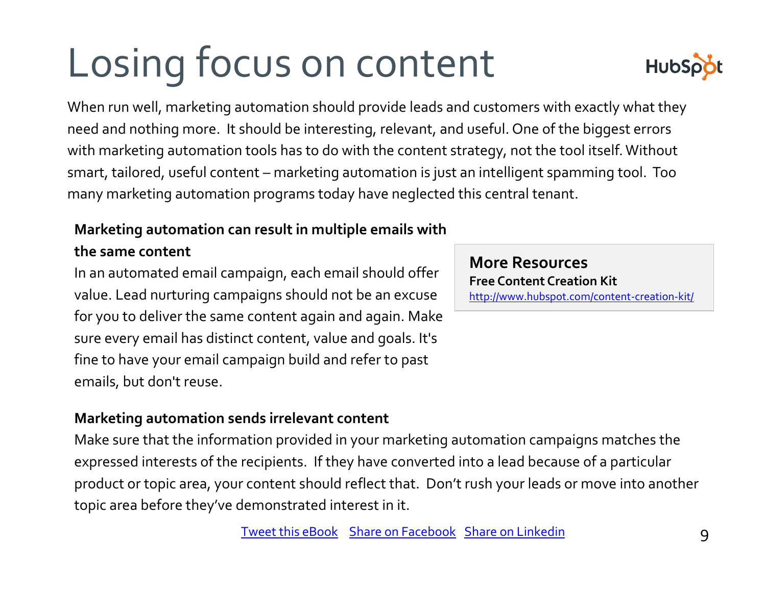# Losing focus on content

When run well, marketing automation should provide leads and customers with exactly what they need and nothing more. It should be interesting, relevant, and useful. One of the biggest errors with marketing automation tools has to do with the content strategy, not the tool itself. Without smart, tailored, useful content – marketing automation is just an intelligent spamming tool. Too many marketing automation programs today have neglected this central tenant.

**Marketing automation can result in multiple emails with the same content**

In an automated email campaign, each email should offer value. Lead nurturing campaigns should not be an excuse for you to deliver the same content again and again. Make sure every email has distinct content, value and goals. It's fine to have your email campaign build and refer to past emails, but don't reuse.

> **More Resources**
> **Free Content Creation Kit**
> http://www.hubspot.com/content-creation-kit/

**Marketing automation sends irrelevant content**

Make sure that the information provided in your marketing automation campaigns matches the expressed interests of the recipients. If they have converted into a lead because of a particular product or topic area, your content should reflect that. Don't rush your leads or move into another topic area before they've demonstrated interest in it.

Tweet this eBook Share on Facebook Share on Linkedin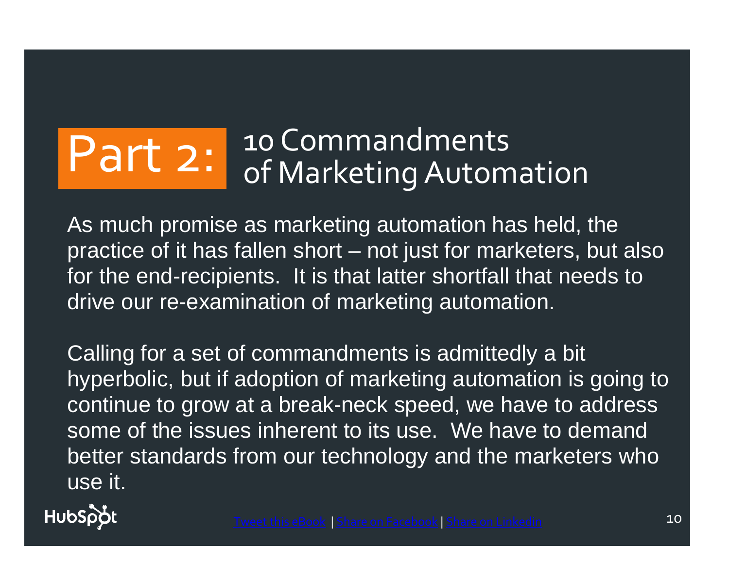# Part 2: 10 Commandments of Marketing Automation

As much promise as marketing automation has held, the practice of it has fallen short – not just for marketers, but also for the end-recipients. It is that latter shortfall that needs to drive our re-examination of marketing automation.

Calling for a set of commandments is admittedly a bit hyperbolic, but if adoption of marketing automation is going to continue to grow at a break-neck speed, we have to address some of the issues inherent to its use. We have to demand better standards from our technology and the marketers who use it.

Tweet this eBook | Share on Facebook | Share on Linkedin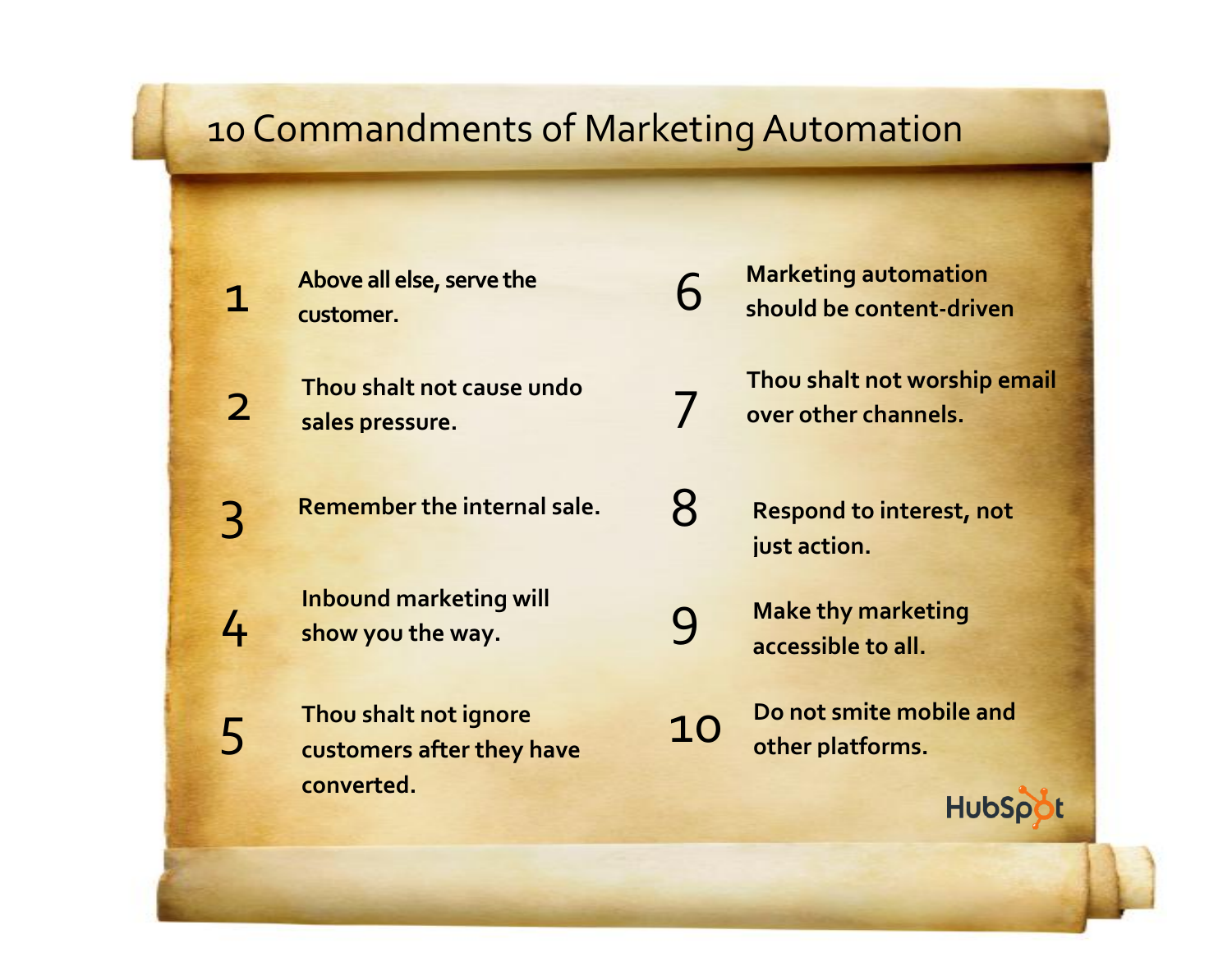# 10 Commandments of Marketing Automation

1. **Above all else, serve the customer.**
2. **Thou shalt not cause undo sales pressure.**
3. **Remember the internal sale.**
4. **Inbound marketing will show you the way.**
5. **Thou shalt not ignore customers after they have converted.**
6. **Marketing automation should be content-driven**
7. **Thou shalt not worship email over other channels.**
8. **Respond to interest, not just action.**
9. **Make thy marketing accessible to all.**
10. **Do not smite mobile and other platforms.**

HubSpot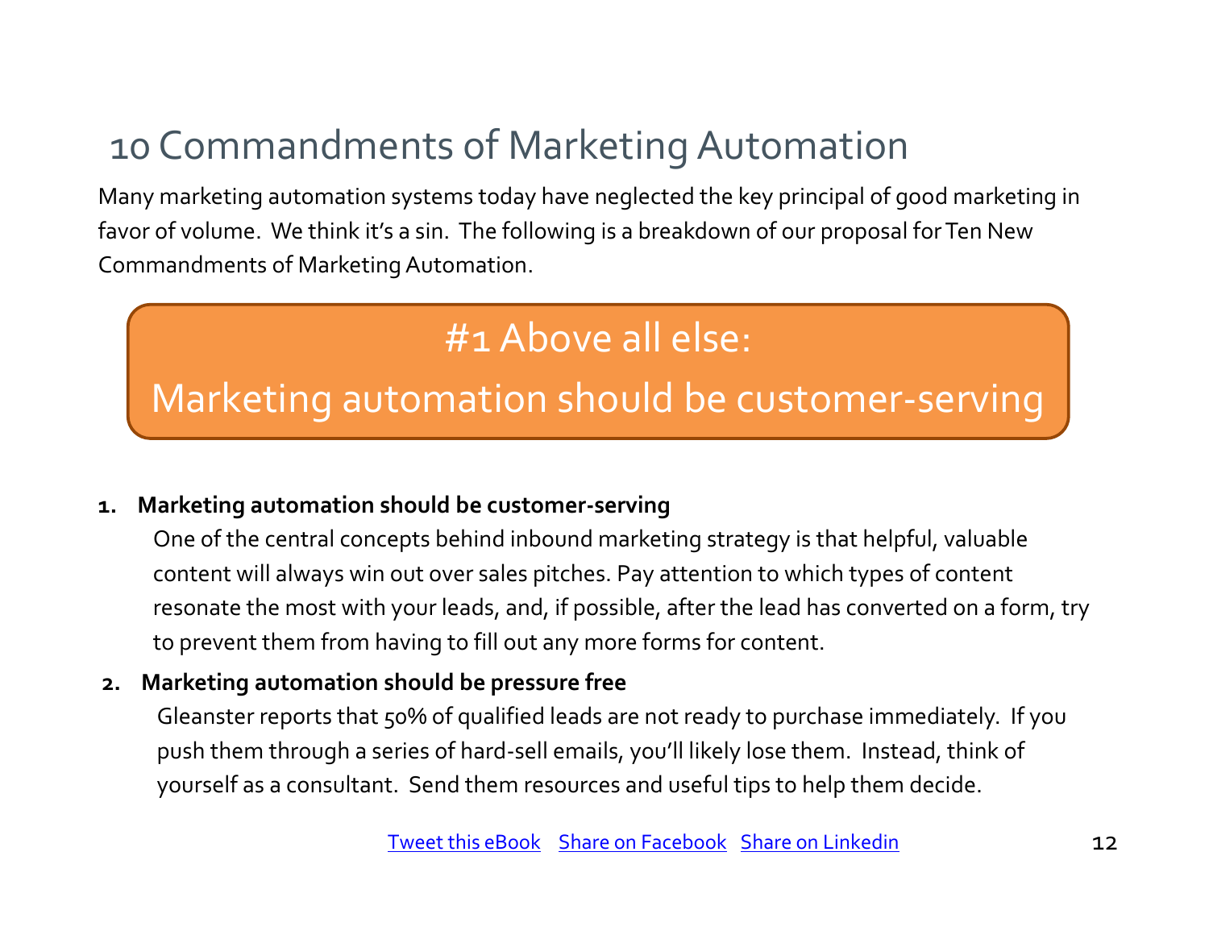# 10 Commandments of Marketing Automation

Many marketing automation systems today have neglected the key principal of good marketing in favor of volume. We think it's a sin. The following is a breakdown of our proposal for Ten New Commandments of Marketing Automation.

## #1 Above all else:
## Marketing automation should be customer-serving

1. **Marketing automation should be customer-serving**

   One of the central concepts behind inbound marketing strategy is that helpful, valuable content will always win out over sales pitches. Pay attention to which types of content resonate the most with your leads, and, if possible, after the lead has converted on a form, try to prevent them from having to fill out any more forms for content.

2. **Marketing automation should be pressure free**

   Gleanster reports that 50% of qualified leads are not ready to purchase immediately. If you push them through a series of hard-sell emails, you'll likely lose them. Instead, think of yourself as a consultant. Send them resources and useful tips to help them decide.

Tweet this eBook   Share on Facebook   Share on Linkedin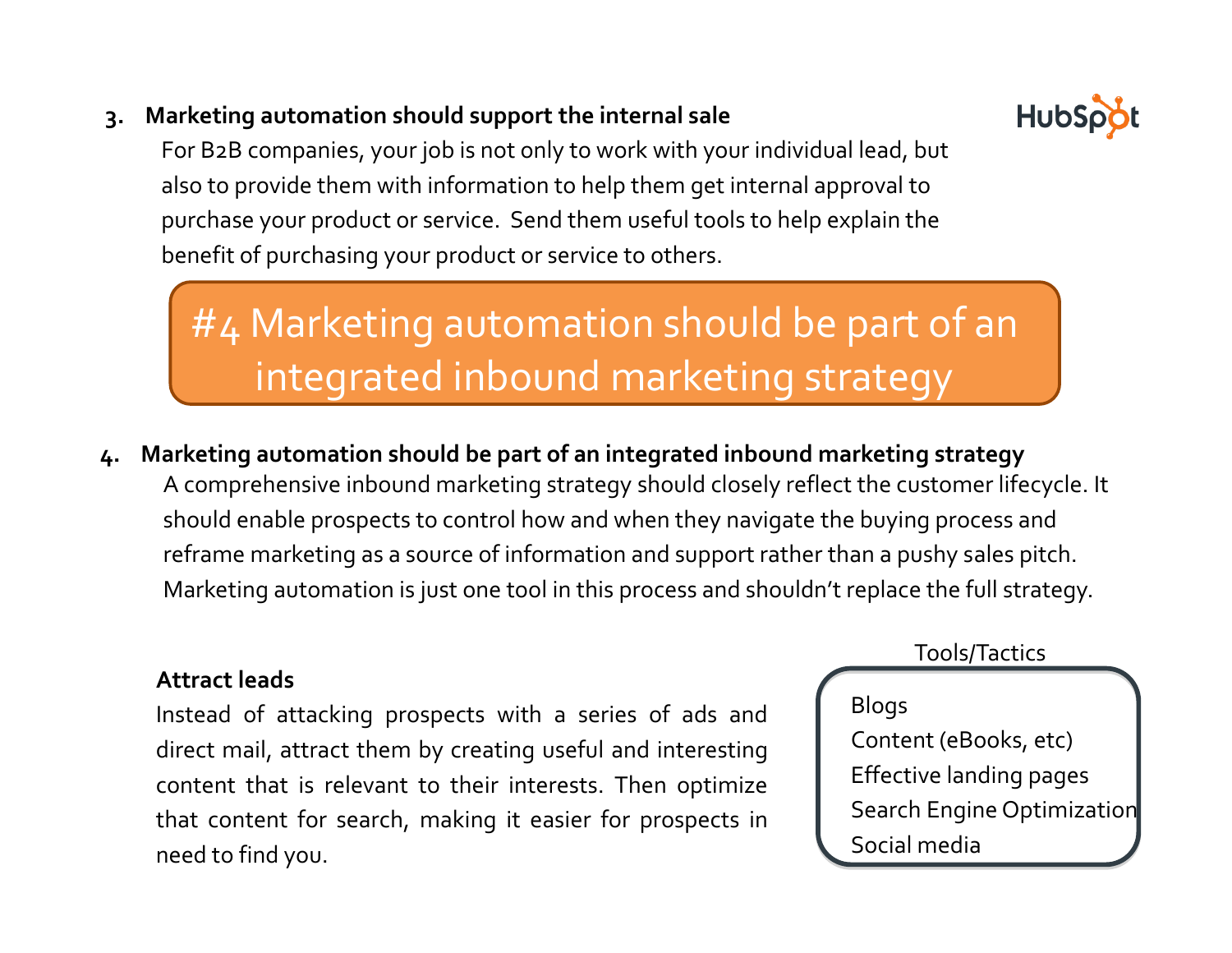3. **Marketing automation should support the internal sale**

   For B2B companies, your job is not only to work with your individual lead, but also to provide them with information to help them get internal approval to purchase your product or service. Send them useful tools to help explain the benefit of purchasing your product or service to others.

## #4 Marketing automation should be part of an integrated inbound marketing strategy

4. **Marketing automation should be part of an integrated inbound marketing strategy**

   A comprehensive inbound marketing strategy should closely reflect the customer lifecycle. It should enable prospects to control how and when they navigate the buying process and reframe marketing as a source of information and support rather than a pushy sales pitch. Marketing automation is just one tool in this process and shouldn't replace the full strategy.

**Attract leads**

Instead of attacking prospects with a series of ads and direct mail, attract them by creating useful and interesting content that is relevant to their interests. Then optimize that content for search, making it easier for prospects in need to find you.

Tools/Tactics

- Blogs
- Content (eBooks, etc)
- Effective landing pages
- Search Engine Optimization
- Social media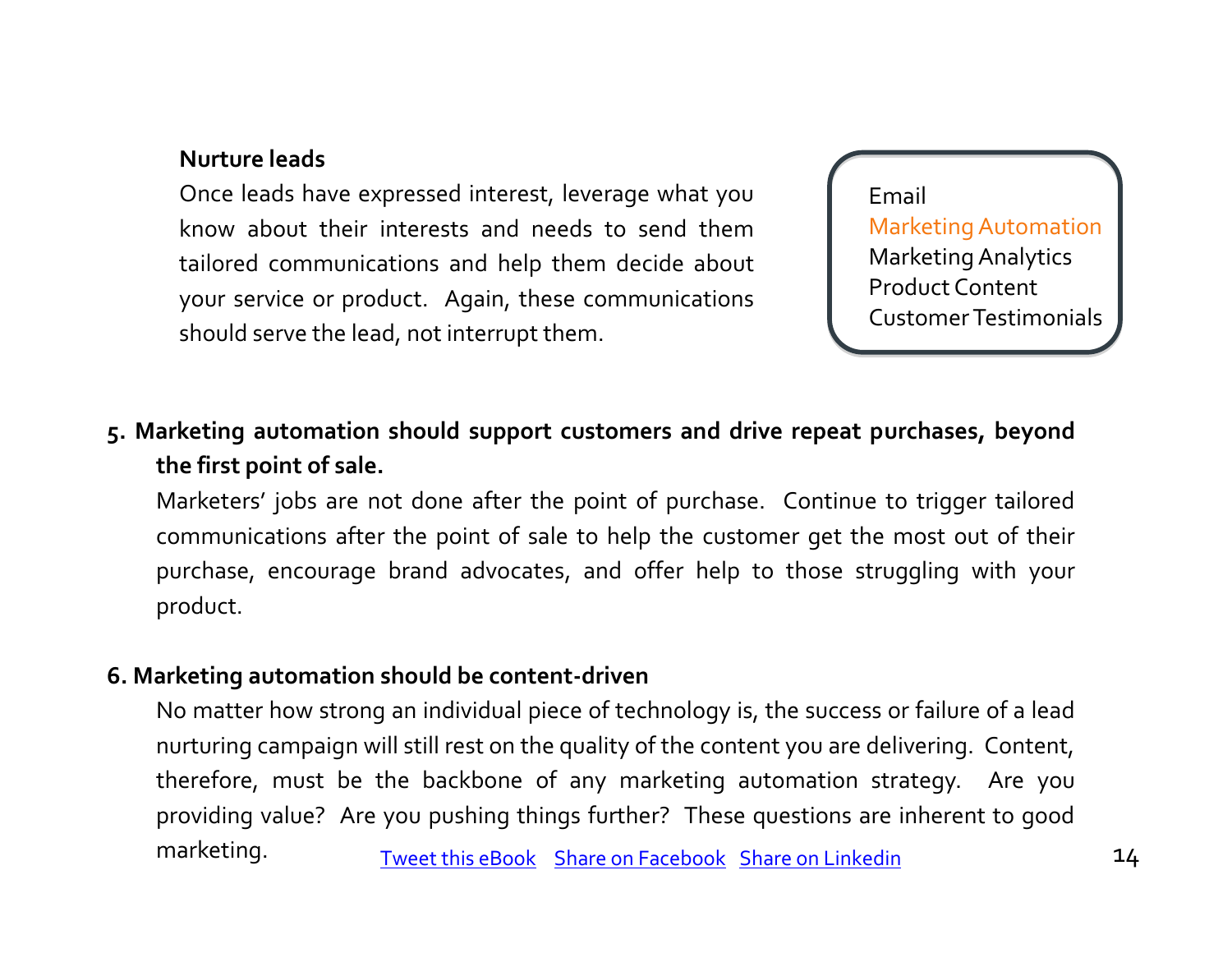**Nurture leads**

Once leads have expressed interest, leverage what you know about their interests and needs to send them tailored communications and help them decide about your service or product. Again, these communications should serve the lead, not interrupt them.

Email
Marketing Automation
Marketing Analytics
Product Content
Customer Testimonials

5. **Marketing automation should support customers and drive repeat purchases, beyond the first point of sale.**

   Marketers' jobs are not done after the point of purchase. Continue to trigger tailored communications after the point of sale to help the customer get the most out of their purchase, encourage brand advocates, and offer help to those struggling with your product.

6. **Marketing automation should be content-driven**

   No matter how strong an individual piece of technology is, the success or failure of a lead nurturing campaign will still rest on the quality of the content you are delivering. Content, therefore, must be the backbone of any marketing automation strategy. Are you providing value? Are you pushing things further? These questions are inherent to good marketing.

Tweet this eBook Share on Facebook Share on Linkedin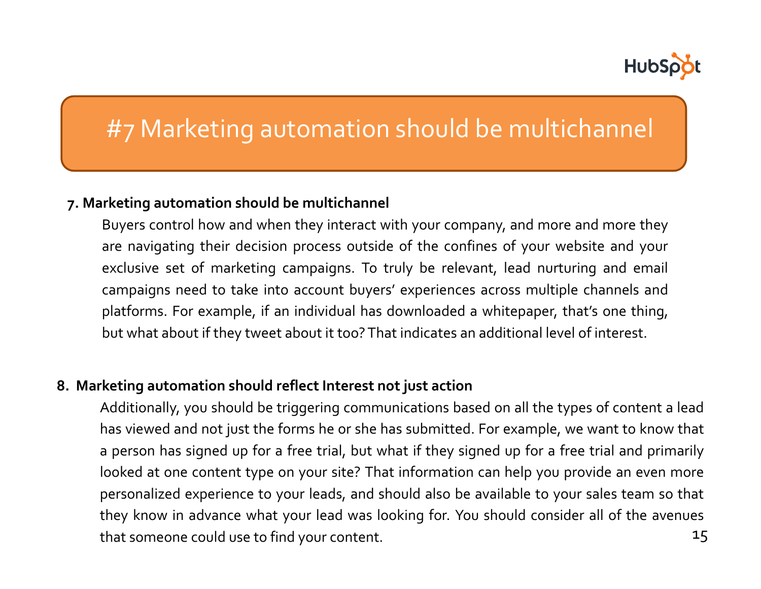# #7 Marketing automation should be multichannel

**7. Marketing automation should be multichannel**

Buyers control how and when they interact with your company, and more and more they are navigating their decision process outside of the confines of your website and your exclusive set of marketing campaigns. To truly be relevant, lead nurturing and email campaigns need to take into account buyers' experiences across multiple channels and platforms. For example, if an individual has downloaded a whitepaper, that's one thing, but what about if they tweet about it too? That indicates an additional level of interest.

**8. Marketing automation should reflect Interest not just action**

Additionally, you should be triggering communications based on all the types of content a lead has viewed and not just the forms he or she has submitted. For example, we want to know that a person has signed up for a free trial, but what if they signed up for a free trial and primarily looked at one content type on your site? That information can help you provide an even more personalized experience to your leads, and should also be available to your sales team so that they know in advance what your lead was looking for. You should consider all of the avenues that someone could use to find your content.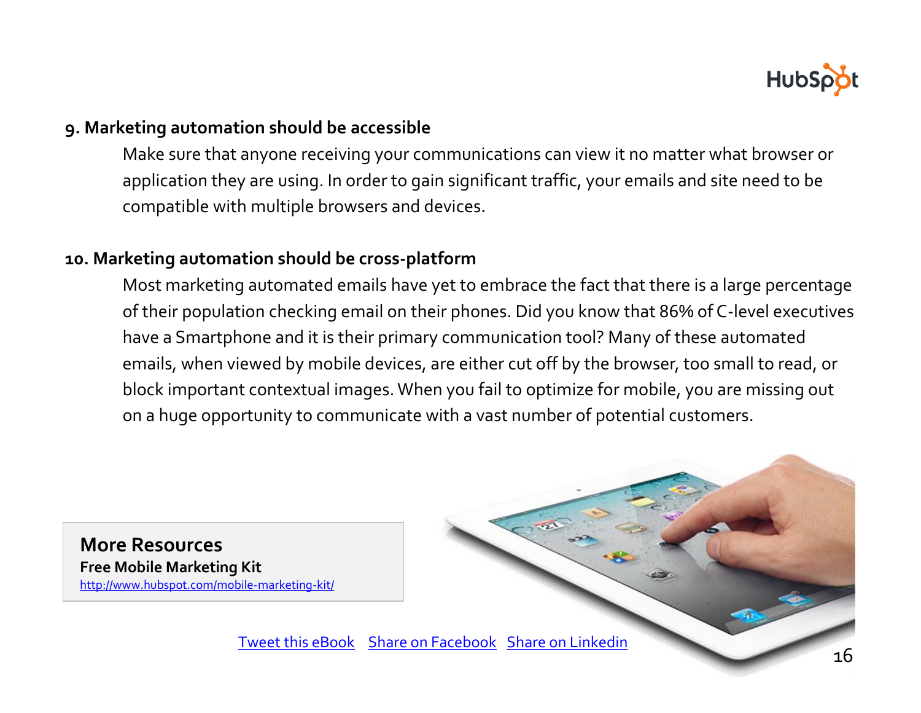### 9. Marketing automation should be accessible

Make sure that anyone receiving your communications can view it no matter what browser or application they are using. In order to gain significant traffic, your emails and site need to be compatible with multiple browsers and devices.

### 10. Marketing automation should be cross-platform

Most marketing automated emails have yet to embrace the fact that there is a large percentage of their population checking email on their phones. Did you know that 86% of C-level executives have a Smartphone and it is their primary communication tool? Many of these automated emails, when viewed by mobile devices, are either cut off by the browser, too small to read, or block important contextual images. When you fail to optimize for mobile, you are missing out on a huge opportunity to communicate with a vast number of potential customers.

**More Resources**

**Free Mobile Marketing Kit**

http://www.hubspot.com/mobile-marketing-kit/

Tweet this eBook   Share on Facebook   Share on Linkedin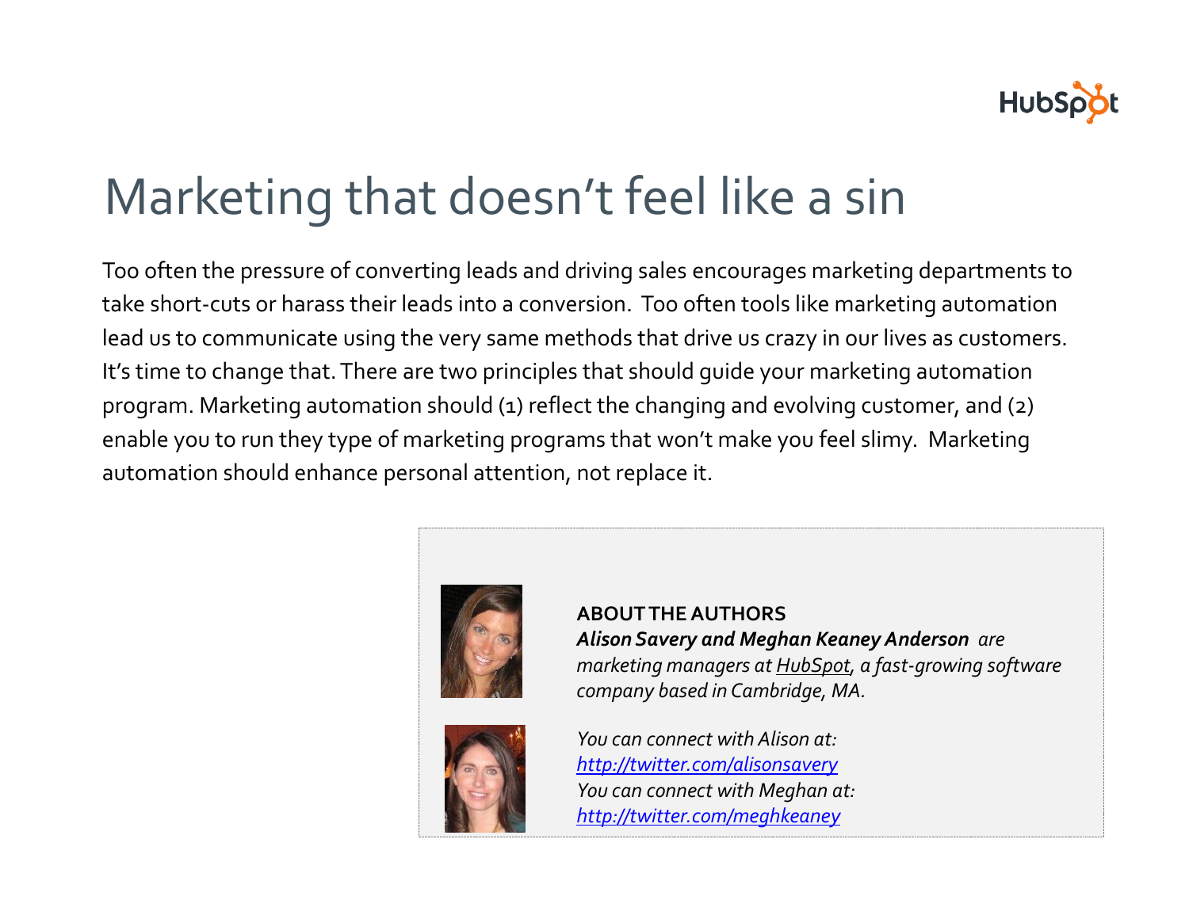# Marketing that doesn't feel like a sin

Too often the pressure of converting leads and driving sales encourages marketing departments to take short-cuts or harass their leads into a conversion. Too often tools like marketing automation lead us to communicate using the very same methods that drive us crazy in our lives as customers. It's time to change that. There are two principles that should guide your marketing automation program. Marketing automation should (1) reflect the changing and evolving customer, and (2) enable you to run they type of marketing programs that won't make you feel slimy. Marketing automation should enhance personal attention, not replace it.

**ABOUT THE AUTHORS**

***Alison Savery and Meghan Keaney Anderson*** *are marketing managers at* *HubSpot**, a fast-growing software company based in Cambridge, MA.*

*You can connect with Alison at:*
*http://twitter.com/alisonsavery*
*You can connect with Meghan at:*
*http://twitter.com/meghkeaney*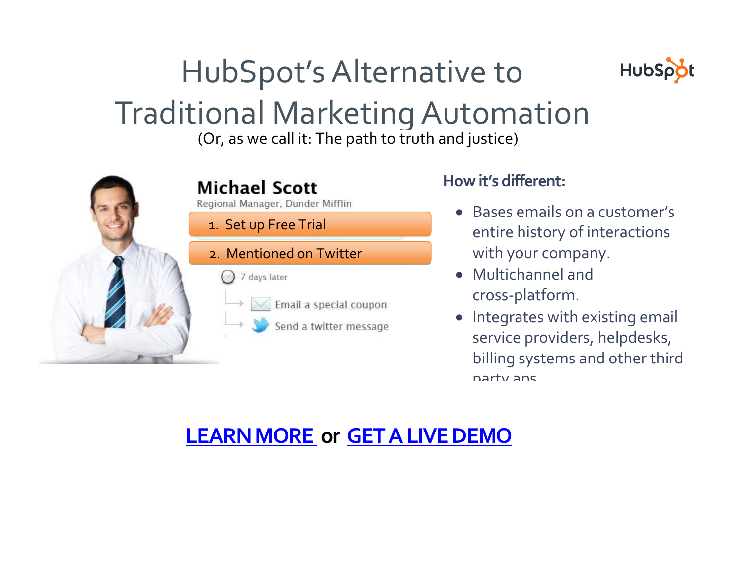# HubSpot's Alternative to Traditional Marketing Automation

(Or, as we call it: The path to truth and justice)

**Michael Scott**

Regional Manager, Dunder Mifflin

1. Set up Free Trial
2. Mentioned on Twitter

7 days later

Email a special coupon

Send a twitter message

**How it's different:**

- Bases emails on a customer's entire history of interactions with your company.
- Multichannel and cross-platform.
- Integrates with existing email service providers, helpdesks, billing systems and other third party aps

**LEARN MORE** or **GET A LIVE DEMO**